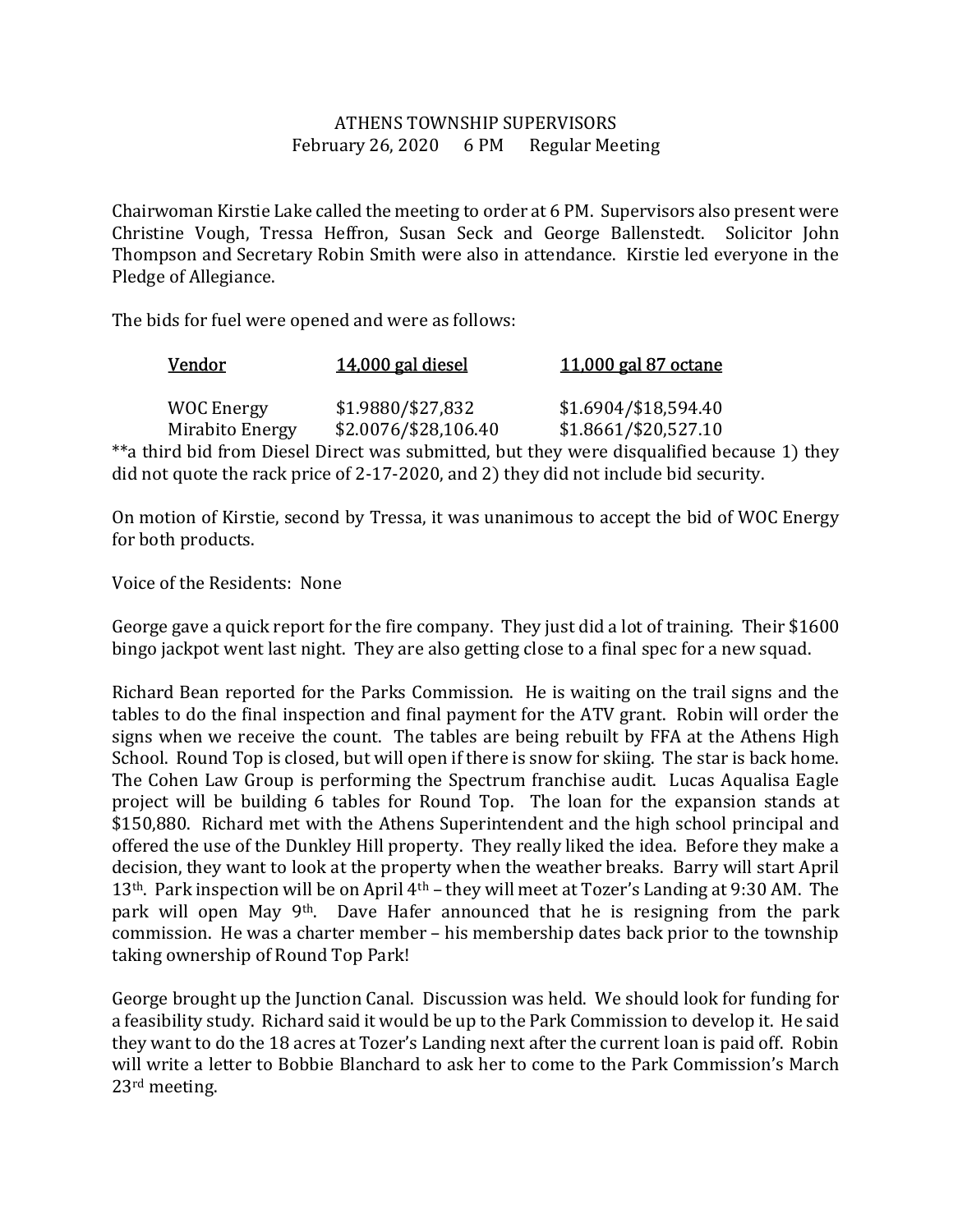ATHENS TOWNSHIP SUPERVISORS
February 26, 2020 6 PM Regular Meeting

Chairwoman Kirstie Lake called the meeting to order at 6 PM. Supervisors also present were Christine Vough, Tressa Heffron, Susan Seck and George Ballenstedt. Solicitor John Thompson and Secretary Robin Smith were also in attendance. Kirstie led everyone in the Pledge of Allegiance.

The bids for fuel were opened and were as follows:

| Vendor | 14,000 gal diesel | 11,000 gal 87 octane |
|---|---|---|
| WOC Energy | $1.9880/$27,832 | $1.6904/$18,594.40 |
| Mirabito Energy | $2.0076/$28,106.40 | $1.8661/$20,527.10 |

**a third bid from Diesel Direct was submitted, but they were disqualified because 1) they did not quote the rack price of 2-17-2020, and 2) they did not include bid security.

On motion of Kirstie, second by Tressa, it was unanimous to accept the bid of WOC Energy for both products.

Voice of the Residents: None

George gave a quick report for the fire company. They just did a lot of training. Their $1600 bingo jackpot went last night. They are also getting close to a final spec for a new squad.

Richard Bean reported for the Parks Commission. He is waiting on the trail signs and the tables to do the final inspection and final payment for the ATV grant. Robin will order the signs when we receive the count. The tables are being rebuilt by FFA at the Athens High School. Round Top is closed, but will open if there is snow for skiing. The star is back home. The Cohen Law Group is performing the Spectrum franchise audit. Lucas Aqualisa Eagle project will be building 6 tables for Round Top. The loan for the expansion stands at $150,880. Richard met with the Athens Superintendent and the high school principal and offered the use of the Dunkley Hill property. They really liked the idea. Before they make a decision, they want to look at the property when the weather breaks. Barry will start April 13th. Park inspection will be on April 4th – they will meet at Tozer's Landing at 9:30 AM. The park will open May 9th. Dave Hafer announced that he is resigning from the park commission. He was a charter member – his membership dates back prior to the township taking ownership of Round Top Park!

George brought up the Junction Canal. Discussion was held. We should look for funding for a feasibility study. Richard said it would be up to the Park Commission to develop it. He said they want to do the 18 acres at Tozer's Landing next after the current loan is paid off. Robin will write a letter to Bobbie Blanchard to ask her to come to the Park Commission's March 23rd meeting.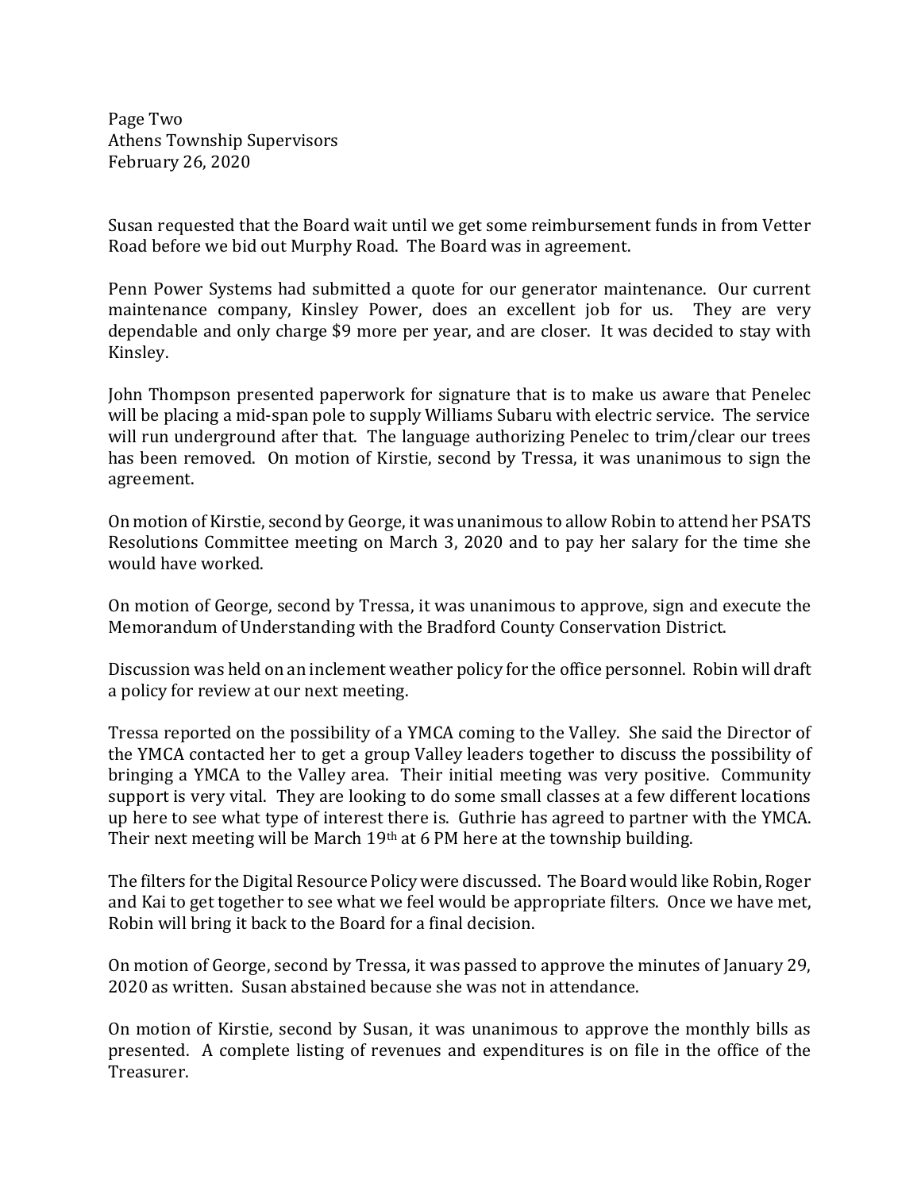Susan requested that the Board wait until we get some reimbursement funds in from Vetter Road before we bid out Murphy Road. The Board was in agreement.

Penn Power Systems had submitted a quote for our generator maintenance. Our current maintenance company, Kinsley Power, does an excellent job for us. They are very dependable and only charge $9 more per year, and are closer. It was decided to stay with Kinsley.

John Thompson presented paperwork for signature that is to make us aware that Penelec will be placing a mid-span pole to supply Williams Subaru with electric service. The service will run underground after that. The language authorizing Penelec to trim/clear our trees has been removed. On motion of Kirstie, second by Tressa, it was unanimous to sign the agreement.

On motion of Kirstie, second by George, it was unanimous to allow Robin to attend her PSATS Resolutions Committee meeting on March 3, 2020 and to pay her salary for the time she would have worked.

On motion of George, second by Tressa, it was unanimous to approve, sign and execute the Memorandum of Understanding with the Bradford County Conservation District.

Discussion was held on an inclement weather policy for the office personnel. Robin will draft a policy for review at our next meeting.

Tressa reported on the possibility of a YMCA coming to the Valley. She said the Director of the YMCA contacted her to get a group Valley leaders together to discuss the possibility of bringing a YMCA to the Valley area. Their initial meeting was very positive. Community support is very vital. They are looking to do some small classes at a few different locations up here to see what type of interest there is. Guthrie has agreed to partner with the YMCA. Their next meeting will be March 19th at 6 PM here at the township building.

The filters for the Digital Resource Policy were discussed. The Board would like Robin, Roger and Kai to get together to see what we feel would be appropriate filters. Once we have met, Robin will bring it back to the Board for a final decision.

On motion of George, second by Tressa, it was passed to approve the minutes of January 29, 2020 as written. Susan abstained because she was not in attendance.

On motion of Kirstie, second by Susan, it was unanimous to approve the monthly bills as presented. A complete listing of revenues and expenditures is on file in the office of the Treasurer.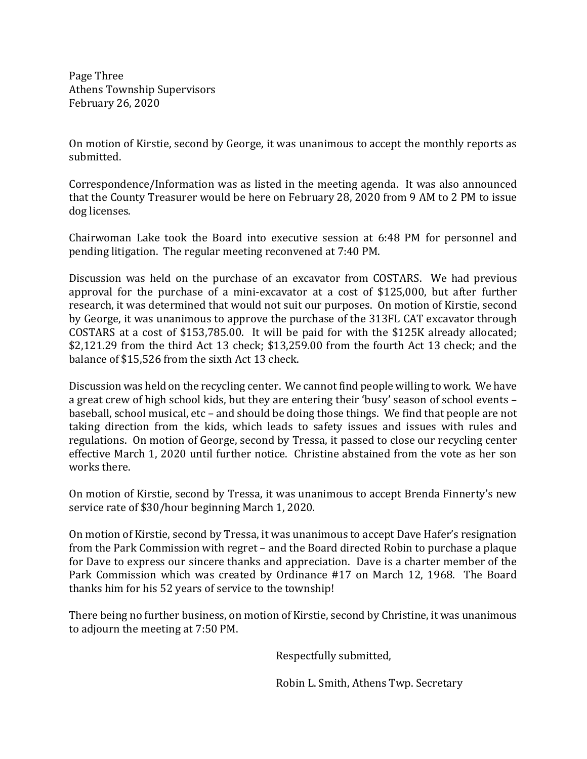Page Three
Athens Township Supervisors
February 26, 2020

On motion of Kirstie, second by George, it was unanimous to accept the monthly reports as submitted.

Correspondence/Information was as listed in the meeting agenda. It was also announced that the County Treasurer would be here on February 28, 2020 from 9 AM to 2 PM to issue dog licenses.

Chairwoman Lake took the Board into executive session at 6:48 PM for personnel and pending litigation. The regular meeting reconvened at 7:40 PM.

Discussion was held on the purchase of an excavator from COSTARS. We had previous approval for the purchase of a mini-excavator at a cost of $125,000, but after further research, it was determined that would not suit our purposes. On motion of Kirstie, second by George, it was unanimous to approve the purchase of the 313FL CAT excavator through COSTARS at a cost of $153,785.00. It will be paid for with the $125K already allocated; $2,121.29 from the third Act 13 check; $13,259.00 from the fourth Act 13 check; and the balance of $15,526 from the sixth Act 13 check.

Discussion was held on the recycling center. We cannot find people willing to work. We have a great crew of high school kids, but they are entering their 'busy' season of school events – baseball, school musical, etc – and should be doing those things. We find that people are not taking direction from the kids, which leads to safety issues and issues with rules and regulations. On motion of George, second by Tressa, it passed to close our recycling center effective March 1, 2020 until further notice. Christine abstained from the vote as her son works there.

On motion of Kirstie, second by Tressa, it was unanimous to accept Brenda Finnerty's new service rate of $30/hour beginning March 1, 2020.

On motion of Kirstie, second by Tressa, it was unanimous to accept Dave Hafer's resignation from the Park Commission with regret – and the Board directed Robin to purchase a plaque for Dave to express our sincere thanks and appreciation. Dave is a charter member of the Park Commission which was created by Ordinance #17 on March 12, 1968. The Board thanks him for his 52 years of service to the township!

There being no further business, on motion of Kirstie, second by Christine, it was unanimous to adjourn the meeting at 7:50 PM.

Respectfully submitted,

Robin L. Smith, Athens Twp. Secretary